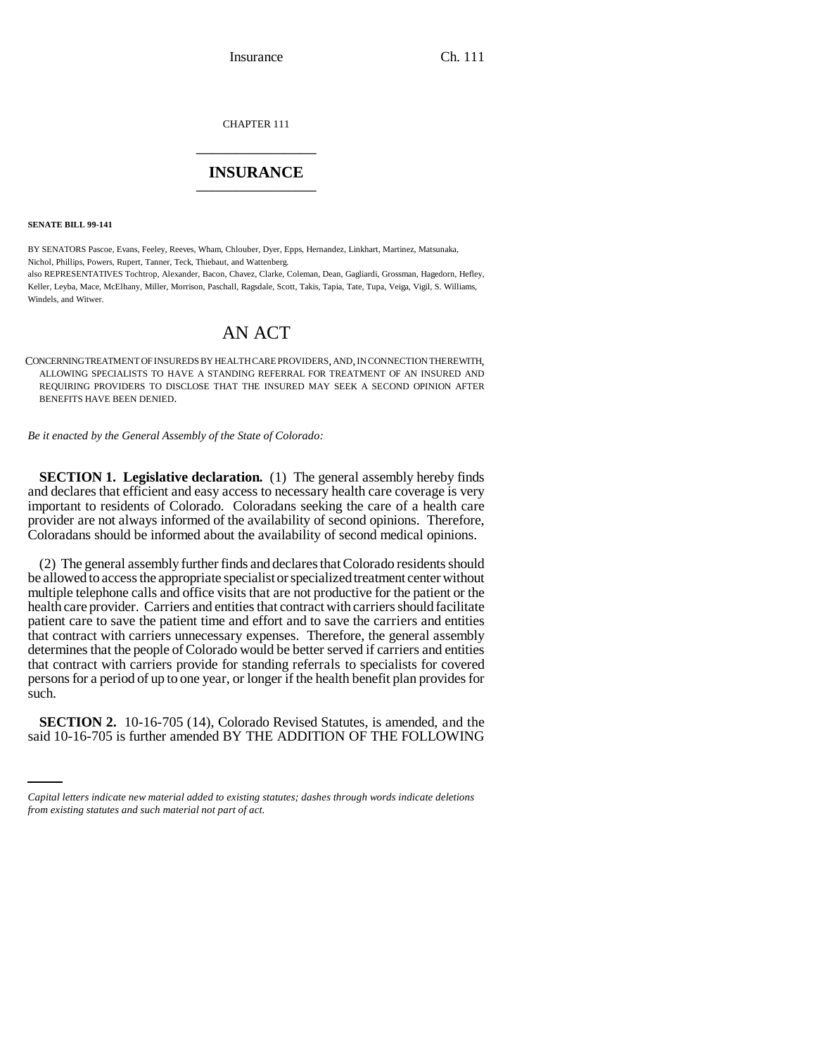CHAPTER 111

# INSURANCE

**SENATE BILL 99-141**

BY SENATORS Pascoe, Evans, Feeley, Reeves, Wham, Chlouber, Dyer, Epps, Hernandez, Linkhart, Martinez, Matsunaka, Nichol, Phillips, Powers, Rupert, Tanner, Teck, Thiebaut, and Wattenberg.
also REPRESENTATIVES Tochtrop, Alexander, Bacon, Chavez, Clarke, Coleman, Dean, Gagliardi, Grossman, Hagedorn, Hefley, Keller, Leyba, Mace, McElhany, Miller, Morrison, Paschall, Ragsdale, Scott, Takis, Tapia, Tate, Tupa, Veiga, Vigil, S. Williams, Windels, and Witwer.

# AN ACT

CONCERNING TREATMENT OF INSUREDS BY HEALTH CARE PROVIDERS, AND, IN CONNECTION THEREWITH, ALLOWING SPECIALISTS TO HAVE A STANDING REFERRAL FOR TREATMENT OF AN INSURED AND REQUIRING PROVIDERS TO DISCLOSE THAT THE INSURED MAY SEEK A SECOND OPINION AFTER BENEFITS HAVE BEEN DENIED.

*Be it enacted by the General Assembly of the State of Colorado:*

**SECTION 1. Legislative declaration.** (1) The general assembly hereby finds and declares that efficient and easy access to necessary health care coverage is very important to residents of Colorado. Coloradans seeking the care of a health care provider are not always informed of the availability of second opinions. Therefore, Coloradans should be informed about the availability of second medical opinions.

(2) The general assembly further finds and declares that Colorado residents should be allowed to access the appropriate specialist or specialized treatment center without multiple telephone calls and office visits that are not productive for the patient or the health care provider. Carriers and entities that contract with carriers should facilitate patient care to save the patient time and effort and to save the carriers and entities that contract with carriers unnecessary expenses. Therefore, the general assembly determines that the people of Colorado would be better served if carriers and entities that contract with carriers provide for standing referrals to specialists for covered persons for a period of up to one year, or longer if the health benefit plan provides for such.

**SECTION 2.** 10-16-705 (14), Colorado Revised Statutes, is amended, and the said 10-16-705 is further amended BY THE ADDITION OF THE FOLLOWING

*Capital letters indicate new material added to existing statutes; dashes through words indicate deletions from existing statutes and such material not part of act.*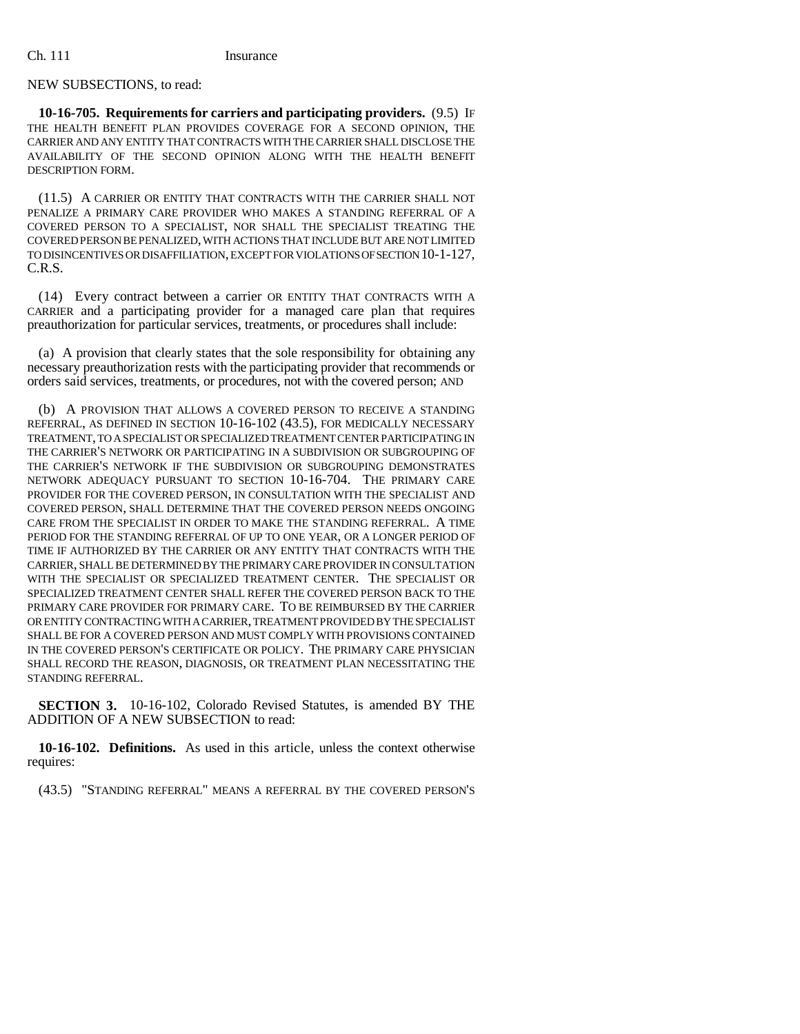NEW SUBSECTIONS, to read:

**10-16-705. Requirements for carriers and participating providers.** (9.5) IF THE HEALTH BENEFIT PLAN PROVIDES COVERAGE FOR A SECOND OPINION, THE CARRIER AND ANY ENTITY THAT CONTRACTS WITH THE CARRIER SHALL DISCLOSE THE AVAILABILITY OF THE SECOND OPINION ALONG WITH THE HEALTH BENEFIT DESCRIPTION FORM.

(11.5) A CARRIER OR ENTITY THAT CONTRACTS WITH THE CARRIER SHALL NOT PENALIZE A PRIMARY CARE PROVIDER WHO MAKES A STANDING REFERRAL OF A COVERED PERSON TO A SPECIALIST, NOR SHALL THE SPECIALIST TREATING THE COVERED PERSON BE PENALIZED, WITH ACTIONS THAT INCLUDE BUT ARE NOT LIMITED TO DISINCENTIVES OR DISAFFILIATION, EXCEPT FOR VIOLATIONS OF SECTION 10-1-127, C.R.S.

(14) Every contract between a carrier OR ENTITY THAT CONTRACTS WITH A CARRIER and a participating provider for a managed care plan that requires preauthorization for particular services, treatments, or procedures shall include:

(a) A provision that clearly states that the sole responsibility for obtaining any necessary preauthorization rests with the participating provider that recommends or orders said services, treatments, or procedures, not with the covered person; AND

(b) A PROVISION THAT ALLOWS A COVERED PERSON TO RECEIVE A STANDING REFERRAL, AS DEFINED IN SECTION 10-16-102 (43.5), FOR MEDICALLY NECESSARY TREATMENT, TO A SPECIALIST OR SPECIALIZED TREATMENT CENTER PARTICIPATING IN THE CARRIER'S NETWORK OR PARTICIPATING IN A SUBDIVISION OR SUBGROUPING OF THE CARRIER'S NETWORK IF THE SUBDIVISION OR SUBGROUPING DEMONSTRATES NETWORK ADEQUACY PURSUANT TO SECTION 10-16-704. THE PRIMARY CARE PROVIDER FOR THE COVERED PERSON, IN CONSULTATION WITH THE SPECIALIST AND COVERED PERSON, SHALL DETERMINE THAT THE COVERED PERSON NEEDS ONGOING CARE FROM THE SPECIALIST IN ORDER TO MAKE THE STANDING REFERRAL. A TIME PERIOD FOR THE STANDING REFERRAL OF UP TO ONE YEAR, OR A LONGER PERIOD OF TIME IF AUTHORIZED BY THE CARRIER OR ANY ENTITY THAT CONTRACTS WITH THE CARRIER, SHALL BE DETERMINED BY THE PRIMARY CARE PROVIDER IN CONSULTATION WITH THE SPECIALIST OR SPECIALIZED TREATMENT CENTER. THE SPECIALIST OR SPECIALIZED TREATMENT CENTER SHALL REFER THE COVERED PERSON BACK TO THE PRIMARY CARE PROVIDER FOR PRIMARY CARE. TO BE REIMBURSED BY THE CARRIER OR ENTITY CONTRACTING WITH A CARRIER, TREATMENT PROVIDED BY THE SPECIALIST SHALL BE FOR A COVERED PERSON AND MUST COMPLY WITH PROVISIONS CONTAINED IN THE COVERED PERSON'S CERTIFICATE OR POLICY. THE PRIMARY CARE PHYSICIAN SHALL RECORD THE REASON, DIAGNOSIS, OR TREATMENT PLAN NECESSITATING THE STANDING REFERRAL.

**SECTION 3.** 10-16-102, Colorado Revised Statutes, is amended BY THE ADDITION OF A NEW SUBSECTION to read:

**10-16-102. Definitions.** As used in this article, unless the context otherwise requires:

(43.5) "STANDING REFERRAL" MEANS A REFERRAL BY THE COVERED PERSON'S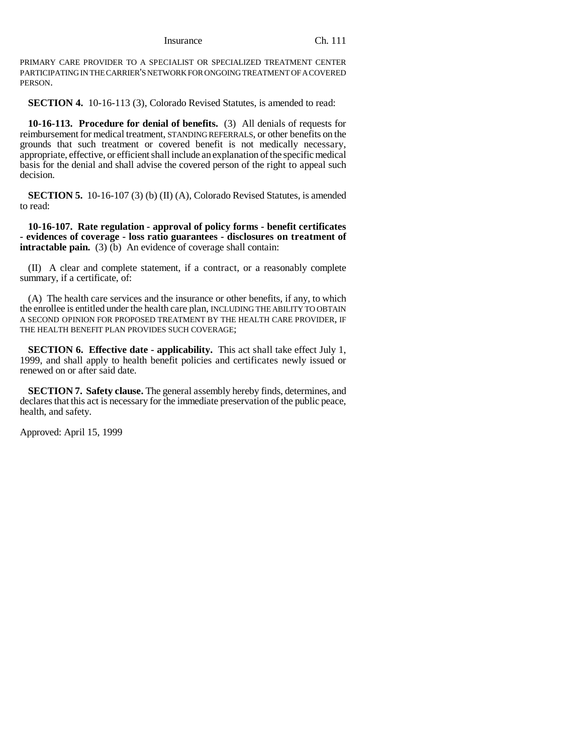PRIMARY CARE PROVIDER TO A SPECIALIST OR SPECIALIZED TREATMENT CENTER PARTICIPATING IN THE CARRIER'S NETWORK FOR ONGOING TREATMENT OF A COVERED PERSON.

**SECTION 4.** 10-16-113 (3), Colorado Revised Statutes, is amended to read:

**10-16-113. Procedure for denial of benefits.** (3) All denials of requests for reimbursement for medical treatment, STANDING REFERRALS, or other benefits on the grounds that such treatment or covered benefit is not medically necessary, appropriate, effective, or efficient shall include an explanation of the specific medical basis for the denial and shall advise the covered person of the right to appeal such decision.

**SECTION 5.** 10-16-107 (3) (b) (II) (A), Colorado Revised Statutes, is amended to read:

**10-16-107. Rate regulation - approval of policy forms - benefit certificates - evidences of coverage - loss ratio guarantees - disclosures on treatment of intractable pain.** (3) (b) An evidence of coverage shall contain:

(II) A clear and complete statement, if a contract, or a reasonably complete summary, if a certificate, of:

(A) The health care services and the insurance or other benefits, if any, to which the enrollee is entitled under the health care plan, INCLUDING THE ABILITY TO OBTAIN A SECOND OPINION FOR PROPOSED TREATMENT BY THE HEALTH CARE PROVIDER, IF THE HEALTH BENEFIT PLAN PROVIDES SUCH COVERAGE;

**SECTION 6. Effective date - applicability.** This act shall take effect July 1, 1999, and shall apply to health benefit policies and certificates newly issued or renewed on or after said date.

**SECTION 7. Safety clause.** The general assembly hereby finds, determines, and declares that this act is necessary for the immediate preservation of the public peace, health, and safety.

Approved: April 15, 1999